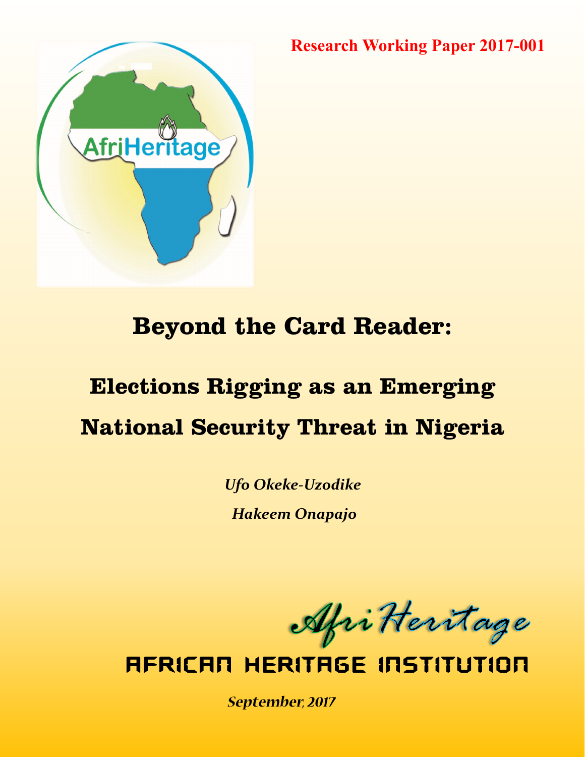**Research Working Paper 2017-001**

# Beyond the Card Reader:

## Elections Rigging as an Emerging National Security Threat in Nigeria

*Ufo Okeke-Uzodike*

*Hakeem Onapajo*

AfriHeritage

AFRICAN HERITAGE INSTITUTION

*September, 2017*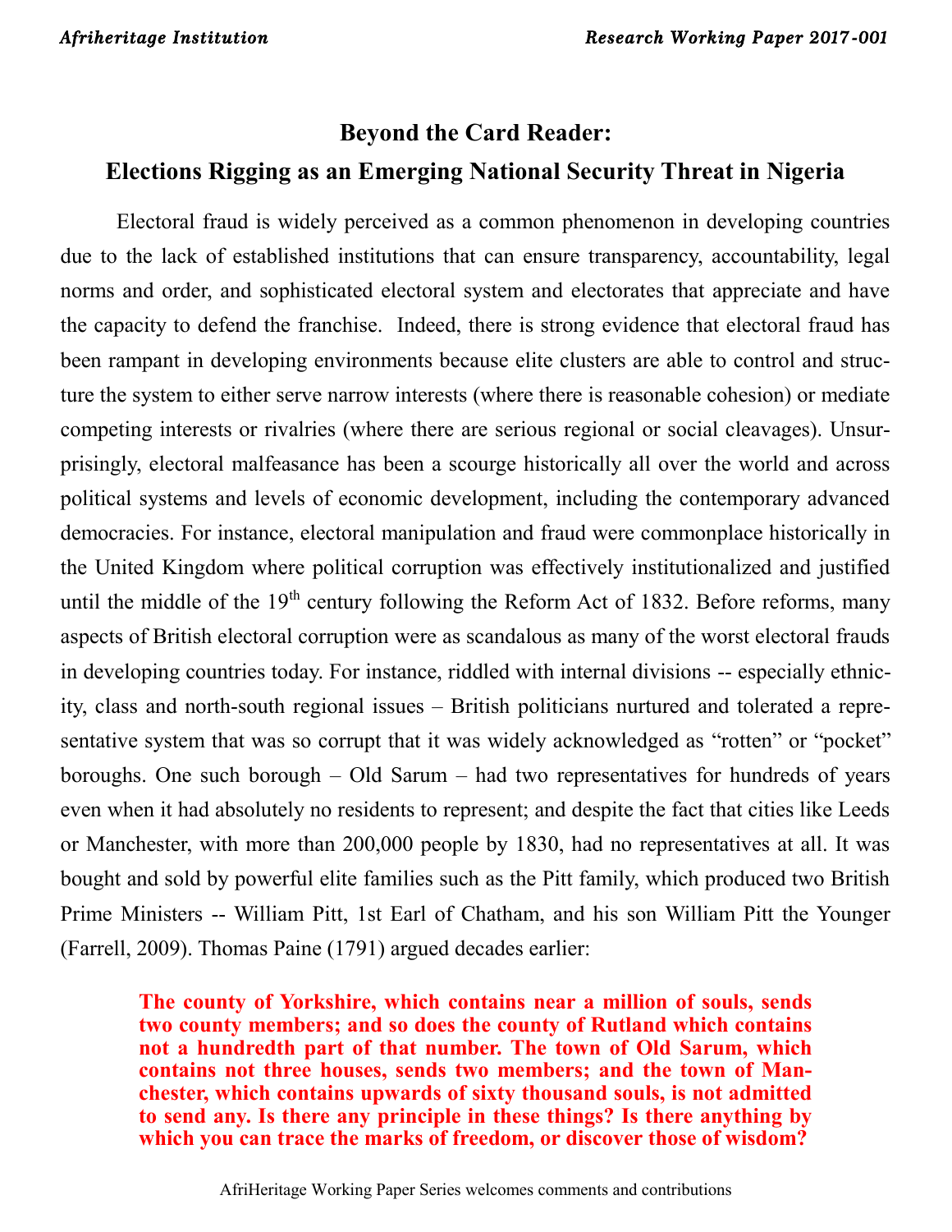# Beyond the Card Reader:
# Elections Rigging as an Emerging National Security Threat in Nigeria

Electoral fraud is widely perceived as a common phenomenon in developing countries due to the lack of established institutions that can ensure transparency, accountability, legal norms and order, and sophisticated electoral system and electorates that appreciate and have the capacity to defend the franchise. Indeed, there is strong evidence that electoral fraud has been rampant in developing environments because elite clusters are able to control and structure the system to either serve narrow interests (where there is reasonable cohesion) or mediate competing interests or rivalries (where there are serious regional or social cleavages). Unsurprisingly, electoral malfeasance has been a scourge historically all over the world and across political systems and levels of economic development, including the contemporary advanced democracies. For instance, electoral manipulation and fraud were commonplace historically in the United Kingdom where political corruption was effectively institutionalized and justified until the middle of the 19th century following the Reform Act of 1832. Before reforms, many aspects of British electoral corruption were as scandalous as many of the worst electoral frauds in developing countries today. For instance, riddled with internal divisions -- especially ethnicity, class and north-south regional issues – British politicians nurtured and tolerated a representative system that was so corrupt that it was widely acknowledged as "rotten" or "pocket" boroughs. One such borough – Old Sarum – had two representatives for hundreds of years even when it had absolutely no residents to represent; and despite the fact that cities like Leeds or Manchester, with more than 200,000 people by 1830, had no representatives at all. It was bought and sold by powerful elite families such as the Pitt family, which produced two British Prime Ministers -- William Pitt, 1st Earl of Chatham, and his son William Pitt the Younger (Farrell, 2009). Thomas Paine (1791) argued decades earlier:

> **The county of Yorkshire, which contains near a million of souls, sends two county members; and so does the county of Rutland which contains not a hundredth part of that number. The town of Old Sarum, which contains not three houses, sends two members; and the town of Manchester, which contains upwards of sixty thousand souls, is not admitted to send any. Is there any principle in these things? Is there anything by which you can trace the marks of freedom, or discover those of wisdom?**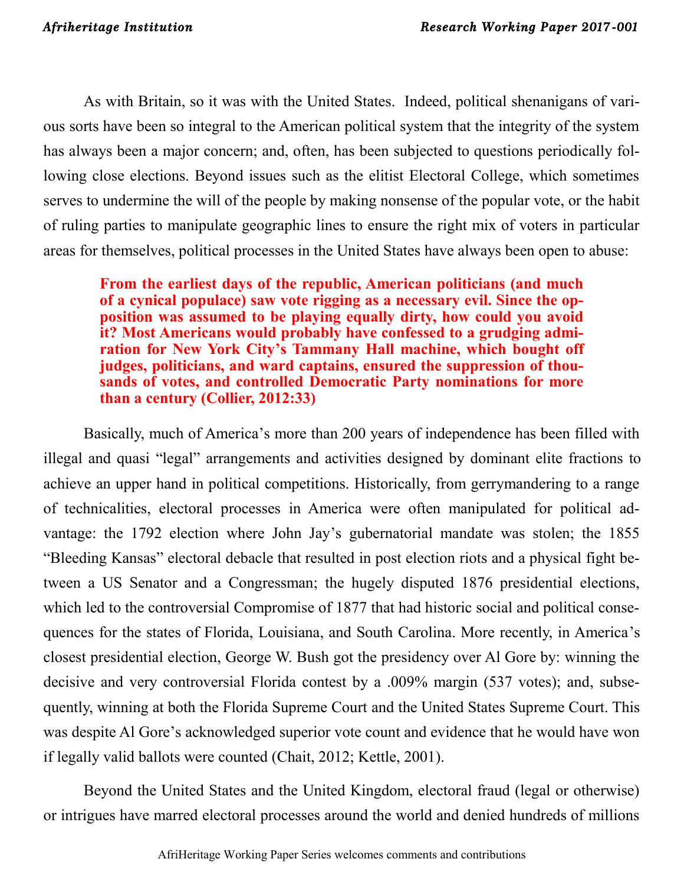As with Britain, so it was with the United States. Indeed, political shenanigans of various sorts have been so integral to the American political system that the integrity of the system has always been a major concern; and, often, has been subjected to questions periodically following close elections. Beyond issues such as the elitist Electoral College, which sometimes serves to undermine the will of the people by making nonsense of the popular vote, or the habit of ruling parties to manipulate geographic lines to ensure the right mix of voters in particular areas for themselves, political processes in the United States have always been open to abuse:

> **From the earliest days of the republic, American politicians (and much of a cynical populace) saw vote rigging as a necessary evil. Since the opposition was assumed to be playing equally dirty, how could you avoid it? Most Americans would probably have confessed to a grudging admiration for New York City's Tammany Hall machine, which bought off judges, politicians, and ward captains, ensured the suppression of thousands of votes, and controlled Democratic Party nominations for more than a century (Collier, 2012:33)**

Basically, much of America's more than 200 years of independence has been filled with illegal and quasi "legal" arrangements and activities designed by dominant elite fractions to achieve an upper hand in political competitions. Historically, from gerrymandering to a range of technicalities, electoral processes in America were often manipulated for political advantage: the 1792 election where John Jay's gubernatorial mandate was stolen; the 1855 "Bleeding Kansas" electoral debacle that resulted in post election riots and a physical fight between a US Senator and a Congressman; the hugely disputed 1876 presidential elections, which led to the controversial Compromise of 1877 that had historic social and political consequences for the states of Florida, Louisiana, and South Carolina. More recently, in America's closest presidential election, George W. Bush got the presidency over Al Gore by: winning the decisive and very controversial Florida contest by a .009% margin (537 votes); and, subsequently, winning at both the Florida Supreme Court and the United States Supreme Court. This was despite Al Gore's acknowledged superior vote count and evidence that he would have won if legally valid ballots were counted (Chait, 2012; Kettle, 2001).

Beyond the United States and the United Kingdom, electoral fraud (legal or otherwise) or intrigues have marred electoral processes around the world and denied hundreds of millions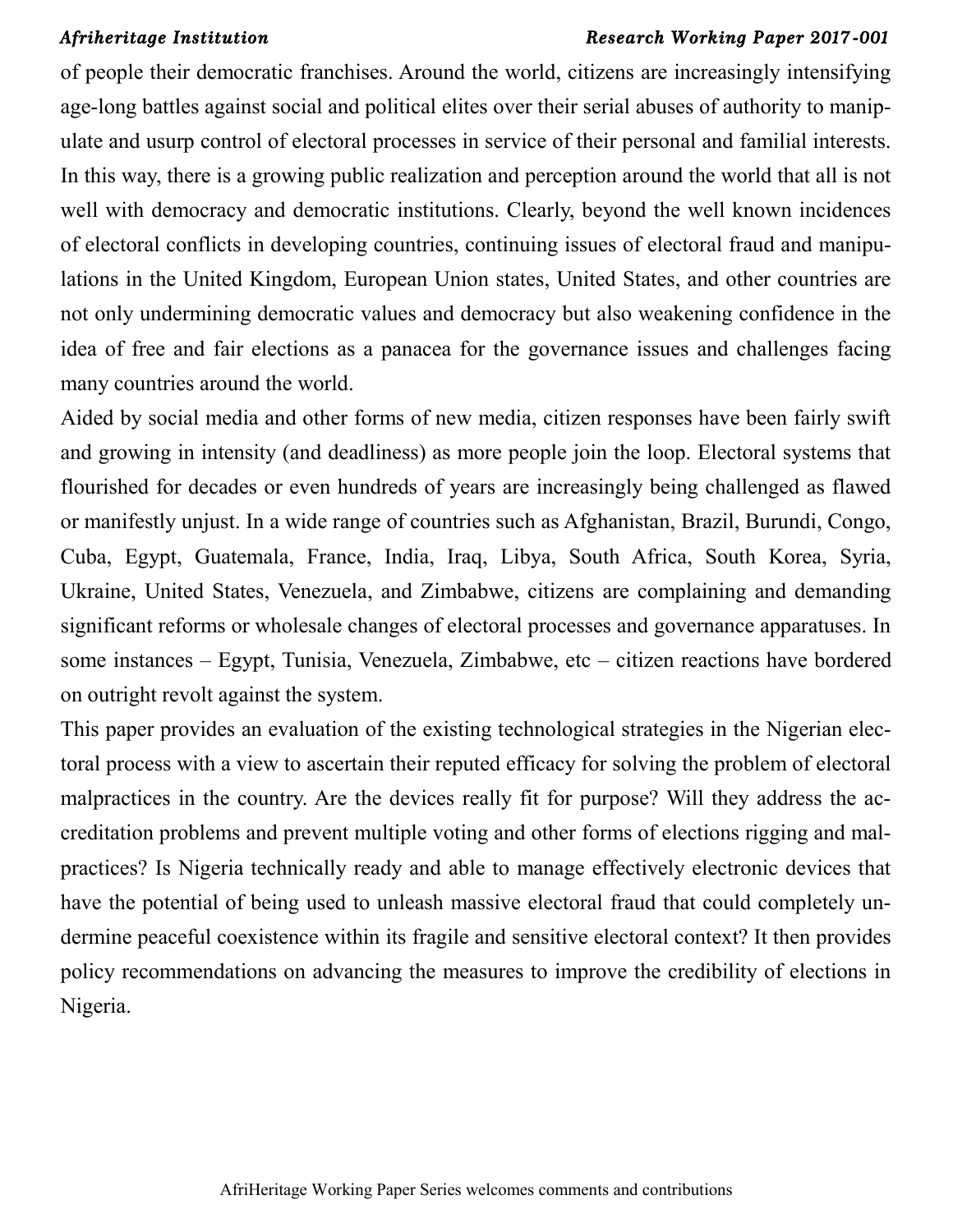of people their democratic franchises. Around the world, citizens are increasingly intensifying age-long battles against social and political elites over their serial abuses of authority to manipulate and usurp control of electoral processes in service of their personal and familial interests. In this way, there is a growing public realization and perception around the world that all is not well with democracy and democratic institutions. Clearly, beyond the well known incidences of electoral conflicts in developing countries, continuing issues of electoral fraud and manipulations in the United Kingdom, European Union states, United States, and other countries are not only undermining democratic values and democracy but also weakening confidence in the idea of free and fair elections as a panacea for the governance issues and challenges facing many countries around the world.

Aided by social media and other forms of new media, citizen responses have been fairly swift and growing in intensity (and deadliness) as more people join the loop. Electoral systems that flourished for decades or even hundreds of years are increasingly being challenged as flawed or manifestly unjust. In a wide range of countries such as Afghanistan, Brazil, Burundi, Congo, Cuba, Egypt, Guatemala, France, India, Iraq, Libya, South Africa, South Korea, Syria, Ukraine, United States, Venezuela, and Zimbabwe, citizens are complaining and demanding significant reforms or wholesale changes of electoral processes and governance apparatuses. In some instances – Egypt, Tunisia, Venezuela, Zimbabwe, etc – citizen reactions have bordered on outright revolt against the system.

This paper provides an evaluation of the existing technological strategies in the Nigerian electoral process with a view to ascertain their reputed efficacy for solving the problem of electoral malpractices in the country. Are the devices really fit for purpose? Will they address the accreditation problems and prevent multiple voting and other forms of elections rigging and malpractices? Is Nigeria technically ready and able to manage effectively electronic devices that have the potential of being used to unleash massive electoral fraud that could completely undermine peaceful coexistence within its fragile and sensitive electoral context? It then provides policy recommendations on advancing the measures to improve the credibility of elections in Nigeria.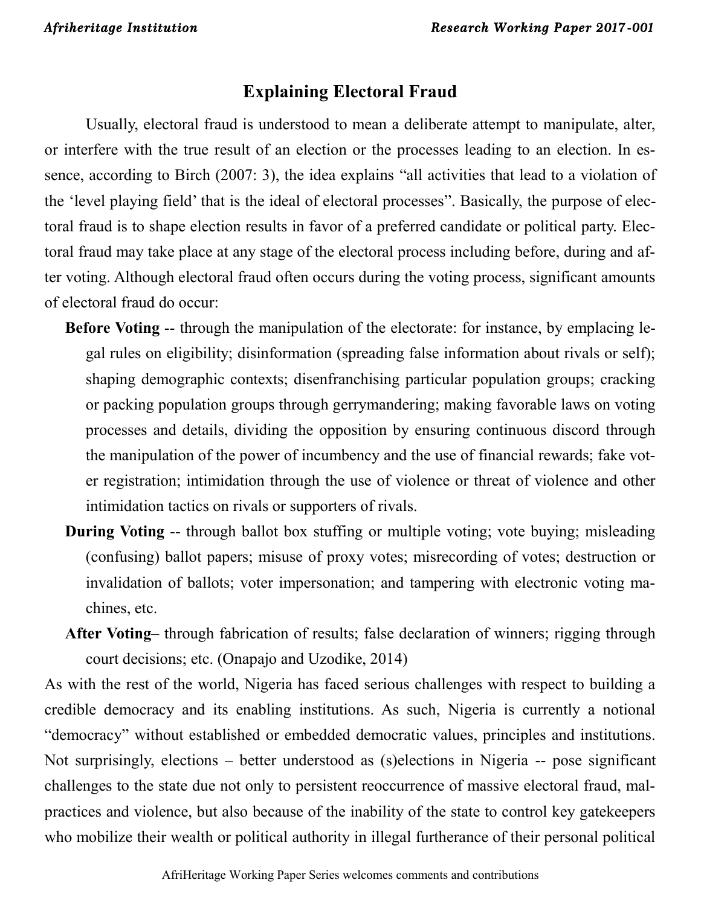## Explaining Electoral Fraud

Usually, electoral fraud is understood to mean a deliberate attempt to manipulate, alter, or interfere with the true result of an election or the processes leading to an election. In essence, according to Birch (2007: 3), the idea explains "all activities that lead to a violation of the 'level playing field' that is the ideal of electoral processes". Basically, the purpose of electoral fraud is to shape election results in favor of a preferred candidate or political party. Electoral fraud may take place at any stage of the electoral process including before, during and after voting. Although electoral fraud often occurs during the voting process, significant amounts of electoral fraud do occur:

- **Before Voting** -- through the manipulation of the electorate: for instance, by emplacing legal rules on eligibility; disinformation (spreading false information about rivals or self); shaping demographic contexts; disenfranchising particular population groups; cracking or packing population groups through gerrymandering; making favorable laws on voting processes and details, dividing the opposition by ensuring continuous discord through the manipulation of the power of incumbency and the use of financial rewards; fake voter registration; intimidation through the use of violence or threat of violence and other intimidation tactics on rivals or supporters of rivals.
- **During Voting** -- through ballot box stuffing or multiple voting; vote buying; misleading (confusing) ballot papers; misuse of proxy votes; misrecording of votes; destruction or invalidation of ballots; voter impersonation; and tampering with electronic voting machines, etc.
- **After Voting**– through fabrication of results; false declaration of winners; rigging through court decisions; etc. (Onapajo and Uzodike, 2014)

As with the rest of the world, Nigeria has faced serious challenges with respect to building a credible democracy and its enabling institutions. As such, Nigeria is currently a notional "democracy" without established or embedded democratic values, principles and institutions. Not surprisingly, elections – better understood as (s)elections in Nigeria -- pose significant challenges to the state due not only to persistent reoccurrence of massive electoral fraud, malpractices and violence, but also because of the inability of the state to control key gatekeepers who mobilize their wealth or political authority in illegal furtherance of their personal political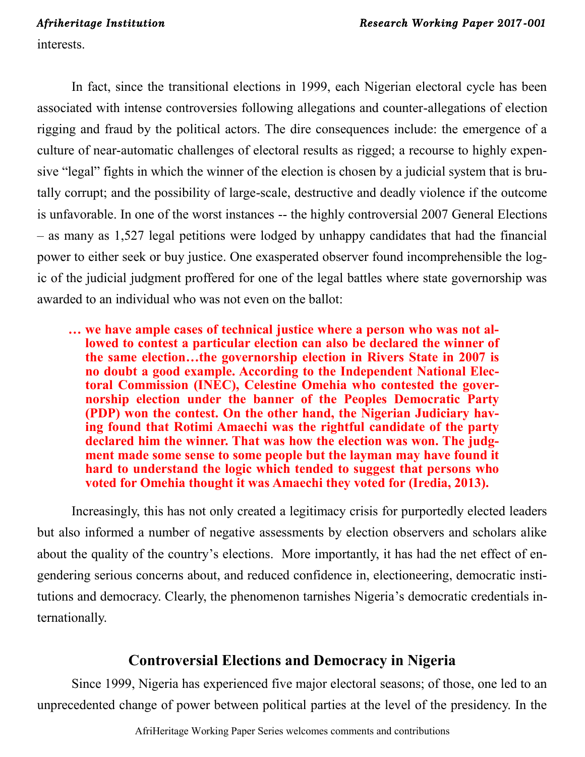interests.

In fact, since the transitional elections in 1999, each Nigerian electoral cycle has been associated with intense controversies following allegations and counter-allegations of election rigging and fraud by the political actors. The dire consequences include: the emergence of a culture of near-automatic challenges of electoral results as rigged; a recourse to highly expensive "legal" fights in which the winner of the election is chosen by a judicial system that is brutally corrupt; and the possibility of large-scale, destructive and deadly violence if the outcome is unfavorable. In one of the worst instances -- the highly controversial 2007 General Elections – as many as 1,527 legal petitions were lodged by unhappy candidates that had the financial power to either seek or buy justice. One exasperated observer found incomprehensible the logic of the judicial judgment proffered for one of the legal battles where state governorship was awarded to an individual who was not even on the ballot:

> **… we have ample cases of technical justice where a person who was not allowed to contest a particular election can also be declared the winner of the same election…the governorship election in Rivers State in 2007 is no doubt a good example. According to the Independent National Electoral Commission (INEC), Celestine Omehia who contested the governorship election under the banner of the Peoples Democratic Party (PDP) won the contest. On the other hand, the Nigerian Judiciary having found that Rotimi Amaechi was the rightful candidate of the party declared him the winner. That was how the election was won. The judgment made some sense to some people but the layman may have found it hard to understand the logic which tended to suggest that persons who voted for Omehia thought it was Amaechi they voted for (Iredia, 2013).**

Increasingly, this has not only created a legitimacy crisis for purportedly elected leaders but also informed a number of negative assessments by election observers and scholars alike about the quality of the country's elections. More importantly, it has had the net effect of engendering serious concerns about, and reduced confidence in, electioneering, democratic institutions and democracy. Clearly, the phenomenon tarnishes Nigeria's democratic credentials internationally.

## Controversial Elections and Democracy in Nigeria

Since 1999, Nigeria has experienced five major electoral seasons; of those, one led to an unprecedented change of power between political parties at the level of the presidency. In the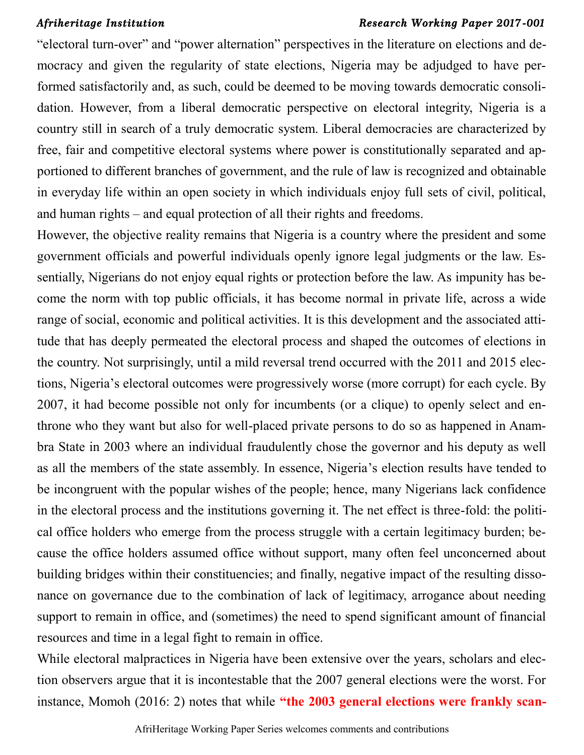"electoral turn-over" and "power alternation" perspectives in the literature on elections and democracy and given the regularity of state elections, Nigeria may be adjudged to have performed satisfactorily and, as such, could be deemed to be moving towards democratic consolidation. However, from a liberal democratic perspective on electoral integrity, Nigeria is a country still in search of a truly democratic system. Liberal democracies are characterized by free, fair and competitive electoral systems where power is constitutionally separated and apportioned to different branches of government, and the rule of law is recognized and obtainable in everyday life within an open society in which individuals enjoy full sets of civil, political, and human rights – and equal protection of all their rights and freedoms.

However, the objective reality remains that Nigeria is a country where the president and some government officials and powerful individuals openly ignore legal judgments or the law. Essentially, Nigerians do not enjoy equal rights or protection before the law. As impunity has become the norm with top public officials, it has become normal in private life, across a wide range of social, economic and political activities. It is this development and the associated attitude that has deeply permeated the electoral process and shaped the outcomes of elections in the country. Not surprisingly, until a mild reversal trend occurred with the 2011 and 2015 elections, Nigeria's electoral outcomes were progressively worse (more corrupt) for each cycle. By 2007, it had become possible not only for incumbents (or a clique) to openly select and enthrone who they want but also for well-placed private persons to do so as happened in Anambra State in 2003 where an individual fraudulently chose the governor and his deputy as well as all the members of the state assembly. In essence, Nigeria's election results have tended to be incongruent with the popular wishes of the people; hence, many Nigerians lack confidence in the electoral process and the institutions governing it. The net effect is three-fold: the political office holders who emerge from the process struggle with a certain legitimacy burden; because the office holders assumed office without support, many often feel unconcerned about building bridges within their constituencies; and finally, negative impact of the resulting dissonance on governance due to the combination of lack of legitimacy, arrogance about needing support to remain in office, and (sometimes) the need to spend significant amount of financial resources and time in a legal fight to remain in office.

While electoral malpractices in Nigeria have been extensive over the years, scholars and election observers argue that it is incontestable that the 2007 general elections were the worst. For instance, Momoh (2016: 2) notes that while **"the 2003 general elections were frankly scan-**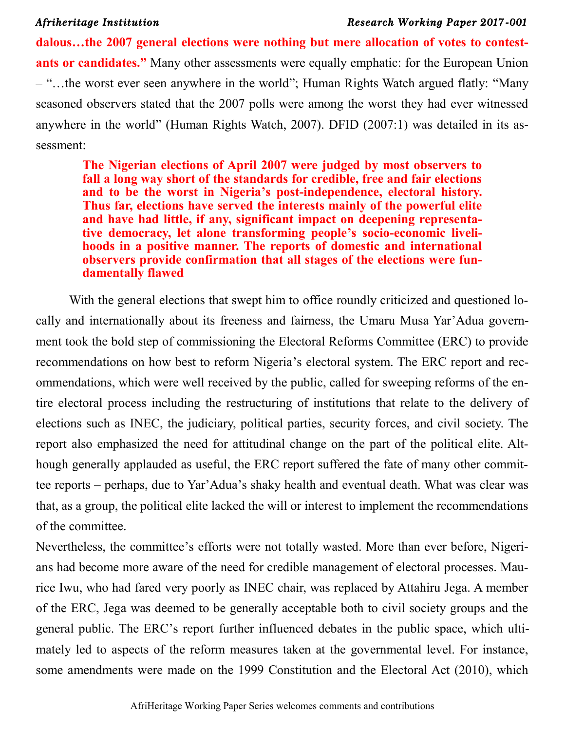**dalous…the 2007 general elections were nothing but mere allocation of votes to contestants or candidates."** Many other assessments were equally emphatic: for the European Union – "…the worst ever seen anywhere in the world"; Human Rights Watch argued flatly: "Many seasoned observers stated that the 2007 polls were among the worst they had ever witnessed anywhere in the world" (Human Rights Watch, 2007). DFID (2007:1) was detailed in its assessment:

> **The Nigerian elections of April 2007 were judged by most observers to fall a long way short of the standards for credible, free and fair elections and to be the worst in Nigeria's post-independence, electoral history. Thus far, elections have served the interests mainly of the powerful elite and have had little, if any, significant impact on deepening representative democracy, let alone transforming people's socio-economic livelihoods in a positive manner. The reports of domestic and international observers provide confirmation that all stages of the elections were fundamentally flawed**

With the general elections that swept him to office roundly criticized and questioned locally and internationally about its freeness and fairness, the Umaru Musa Yar'Adua government took the bold step of commissioning the Electoral Reforms Committee (ERC) to provide recommendations on how best to reform Nigeria's electoral system. The ERC report and recommendations, which were well received by the public, called for sweeping reforms of the entire electoral process including the restructuring of institutions that relate to the delivery of elections such as INEC, the judiciary, political parties, security forces, and civil society. The report also emphasized the need for attitudinal change on the part of the political elite. Although generally applauded as useful, the ERC report suffered the fate of many other committee reports – perhaps, due to Yar'Adua's shaky health and eventual death. What was clear was that, as a group, the political elite lacked the will or interest to implement the recommendations of the committee.

Nevertheless, the committee's efforts were not totally wasted. More than ever before, Nigerians had become more aware of the need for credible management of electoral processes. Maurice Iwu, who had fared very poorly as INEC chair, was replaced by Attahiru Jega. A member of the ERC, Jega was deemed to be generally acceptable both to civil society groups and the general public. The ERC's report further influenced debates in the public space, which ultimately led to aspects of the reform measures taken at the governmental level. For instance, some amendments were made on the 1999 Constitution and the Electoral Act (2010), which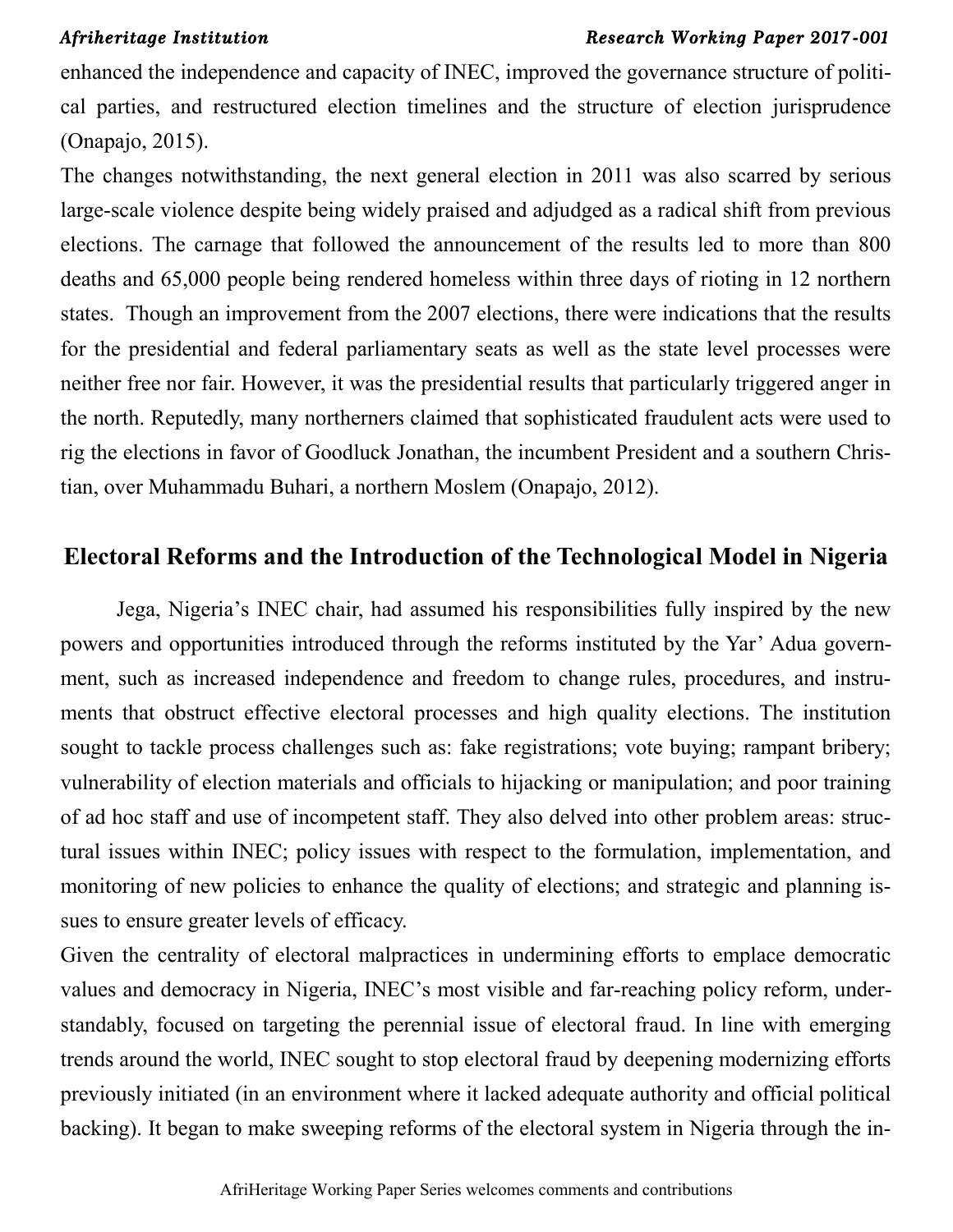enhanced the independence and capacity of INEC, improved the governance structure of political parties, and restructured election timelines and the structure of election jurisprudence (Onapajo, 2015).

The changes notwithstanding, the next general election in 2011 was also scarred by serious large-scale violence despite being widely praised and adjudged as a radical shift from previous elections. The carnage that followed the announcement of the results led to more than 800 deaths and 65,000 people being rendered homeless within three days of rioting in 12 northern states. Though an improvement from the 2007 elections, there were indications that the results for the presidential and federal parliamentary seats as well as the state level processes were neither free nor fair. However, it was the presidential results that particularly triggered anger in the north. Reputedly, many northerners claimed that sophisticated fraudulent acts were used to rig the elections in favor of Goodluck Jonathan, the incumbent President and a southern Christian, over Muhammadu Buhari, a northern Moslem (Onapajo, 2012).

## Electoral Reforms and the Introduction of the Technological Model in Nigeria

Jega, Nigeria's INEC chair, had assumed his responsibilities fully inspired by the new powers and opportunities introduced through the reforms instituted by the Yar' Adua government, such as increased independence and freedom to change rules, procedures, and instruments that obstruct effective electoral processes and high quality elections. The institution sought to tackle process challenges such as: fake registrations; vote buying; rampant bribery; vulnerability of election materials and officials to hijacking or manipulation; and poor training of ad hoc staff and use of incompetent staff. They also delved into other problem areas: structural issues within INEC; policy issues with respect to the formulation, implementation, and monitoring of new policies to enhance the quality of elections; and strategic and planning issues to ensure greater levels of efficacy.

Given the centrality of electoral malpractices in undermining efforts to emplace democratic values and democracy in Nigeria, INEC's most visible and far-reaching policy reform, understandably, focused on targeting the perennial issue of electoral fraud. In line with emerging trends around the world, INEC sought to stop electoral fraud by deepening modernizing efforts previously initiated (in an environment where it lacked adequate authority and official political backing). It began to make sweeping reforms of the electoral system in Nigeria through the in-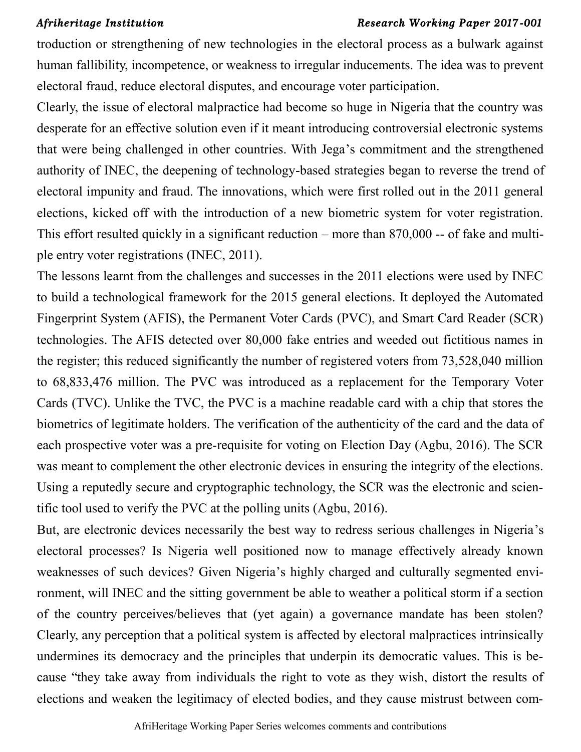troduction or strengthening of new technologies in the electoral process as a bulwark against human fallibility, incompetence, or weakness to irregular inducements. The idea was to prevent electoral fraud, reduce electoral disputes, and encourage voter participation.

Clearly, the issue of electoral malpractice had become so huge in Nigeria that the country was desperate for an effective solution even if it meant introducing controversial electronic systems that were being challenged in other countries. With Jega's commitment and the strengthened authority of INEC, the deepening of technology-based strategies began to reverse the trend of electoral impunity and fraud. The innovations, which were first rolled out in the 2011 general elections, kicked off with the introduction of a new biometric system for voter registration. This effort resulted quickly in a significant reduction – more than 870,000 -- of fake and multiple entry voter registrations (INEC, 2011).

The lessons learnt from the challenges and successes in the 2011 elections were used by INEC to build a technological framework for the 2015 general elections. It deployed the Automated Fingerprint System (AFIS), the Permanent Voter Cards (PVC), and Smart Card Reader (SCR) technologies. The AFIS detected over 80,000 fake entries and weeded out fictitious names in the register; this reduced significantly the number of registered voters from 73,528,040 million to 68,833,476 million. The PVC was introduced as a replacement for the Temporary Voter Cards (TVC). Unlike the TVC, the PVC is a machine readable card with a chip that stores the biometrics of legitimate holders. The verification of the authenticity of the card and the data of each prospective voter was a pre-requisite for voting on Election Day (Agbu, 2016). The SCR was meant to complement the other electronic devices in ensuring the integrity of the elections. Using a reputedly secure and cryptographic technology, the SCR was the electronic and scientific tool used to verify the PVC at the polling units (Agbu, 2016).

But, are electronic devices necessarily the best way to redress serious challenges in Nigeria's electoral processes? Is Nigeria well positioned now to manage effectively already known weaknesses of such devices? Given Nigeria's highly charged and culturally segmented environment, will INEC and the sitting government be able to weather a political storm if a section of the country perceives/believes that (yet again) a governance mandate has been stolen? Clearly, any perception that a political system is affected by electoral malpractices intrinsically undermines its democracy and the principles that underpin its democratic values. This is because "they take away from individuals the right to vote as they wish, distort the results of elections and weaken the legitimacy of elected bodies, and they cause mistrust between com-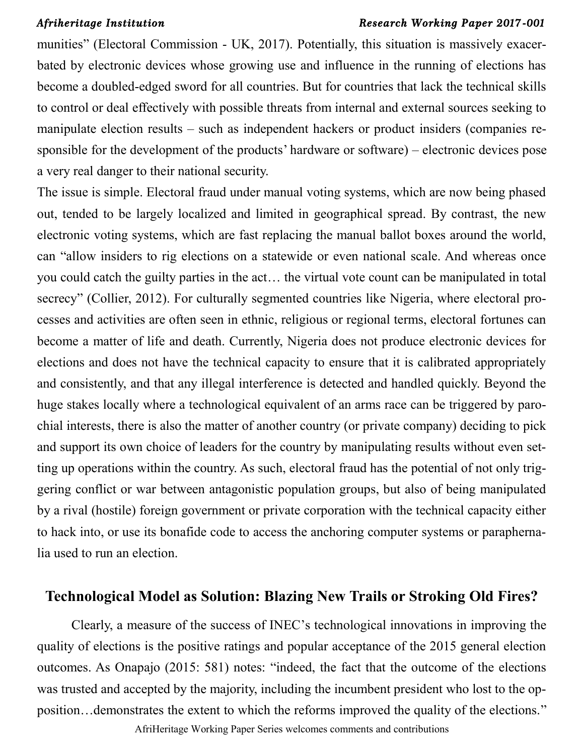munities" (Electoral Commission - UK, 2017). Potentially, this situation is massively exacerbated by electronic devices whose growing use and influence in the running of elections has become a doubled-edged sword for all countries. But for countries that lack the technical skills to control or deal effectively with possible threats from internal and external sources seeking to manipulate election results – such as independent hackers or product insiders (companies responsible for the development of the products' hardware or software) – electronic devices pose a very real danger to their national security.

The issue is simple. Electoral fraud under manual voting systems, which are now being phased out, tended to be largely localized and limited in geographical spread. By contrast, the new electronic voting systems, which are fast replacing the manual ballot boxes around the world, can "allow insiders to rig elections on a statewide or even national scale. And whereas once you could catch the guilty parties in the act… the virtual vote count can be manipulated in total secrecy" (Collier, 2012). For culturally segmented countries like Nigeria, where electoral processes and activities are often seen in ethnic, religious or regional terms, electoral fortunes can become a matter of life and death. Currently, Nigeria does not produce electronic devices for elections and does not have the technical capacity to ensure that it is calibrated appropriately and consistently, and that any illegal interference is detected and handled quickly. Beyond the huge stakes locally where a technological equivalent of an arms race can be triggered by parochial interests, there is also the matter of another country (or private company) deciding to pick and support its own choice of leaders for the country by manipulating results without even setting up operations within the country. As such, electoral fraud has the potential of not only triggering conflict or war between antagonistic population groups, but also of being manipulated by a rival (hostile) foreign government or private corporation with the technical capacity either to hack into, or use its bonafide code to access the anchoring computer systems or paraphernalia used to run an election.

## Technological Model as Solution: Blazing New Trails or Stroking Old Fires?

Clearly, a measure of the success of INEC's technological innovations in improving the quality of elections is the positive ratings and popular acceptance of the 2015 general election outcomes. As Onapajo (2015: 581) notes: "indeed, the fact that the outcome of the elections was trusted and accepted by the majority, including the incumbent president who lost to the opposition…demonstrates the extent to which the reforms improved the quality of the elections."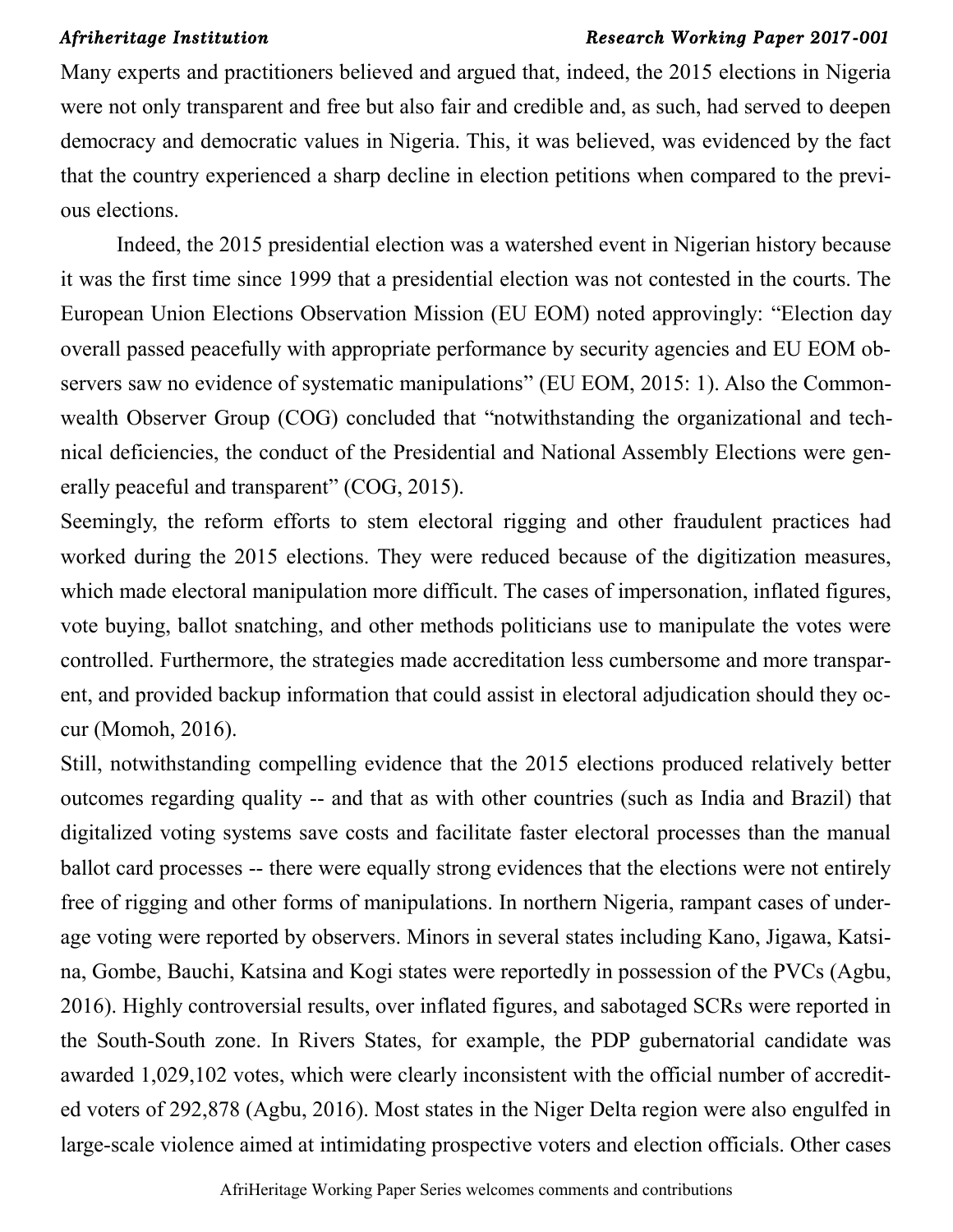Many experts and practitioners believed and argued that, indeed, the 2015 elections in Nigeria were not only transparent and free but also fair and credible and, as such, had served to deepen democracy and democratic values in Nigeria. This, it was believed, was evidenced by the fact that the country experienced a sharp decline in election petitions when compared to the previous elections.

Indeed, the 2015 presidential election was a watershed event in Nigerian history because it was the first time since 1999 that a presidential election was not contested in the courts. The European Union Elections Observation Mission (EU EOM) noted approvingly: "Election day overall passed peacefully with appropriate performance by security agencies and EU EOM observers saw no evidence of systematic manipulations" (EU EOM, 2015: 1). Also the Commonwealth Observer Group (COG) concluded that "notwithstanding the organizational and technical deficiencies, the conduct of the Presidential and National Assembly Elections were generally peaceful and transparent" (COG, 2015).

Seemingly, the reform efforts to stem electoral rigging and other fraudulent practices had worked during the 2015 elections. They were reduced because of the digitization measures, which made electoral manipulation more difficult. The cases of impersonation, inflated figures, vote buying, ballot snatching, and other methods politicians use to manipulate the votes were controlled. Furthermore, the strategies made accreditation less cumbersome and more transparent, and provided backup information that could assist in electoral adjudication should they occur (Momoh, 2016).

Still, notwithstanding compelling evidence that the 2015 elections produced relatively better outcomes regarding quality -- and that as with other countries (such as India and Brazil) that digitalized voting systems save costs and facilitate faster electoral processes than the manual ballot card processes -- there were equally strong evidences that the elections were not entirely free of rigging and other forms of manipulations. In northern Nigeria, rampant cases of underage voting were reported by observers. Minors in several states including Kano, Jigawa, Katsina, Gombe, Bauchi, Katsina and Kogi states were reportedly in possession of the PVCs (Agbu, 2016). Highly controversial results, over inflated figures, and sabotaged SCRs were reported in the South-South zone. In Rivers States, for example, the PDP gubernatorial candidate was awarded 1,029,102 votes, which were clearly inconsistent with the official number of accredited voters of 292,878 (Agbu, 2016). Most states in the Niger Delta region were also engulfed in large-scale violence aimed at intimidating prospective voters and election officials. Other cases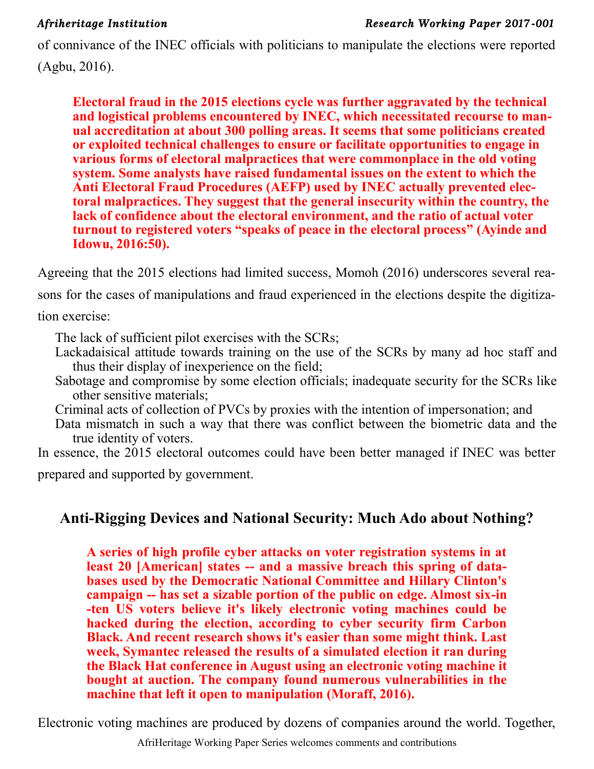of connivance of the INEC officials with politicians to manipulate the elections were reported (Agbu, 2016).

> **Electoral fraud in the 2015 elections cycle was further aggravated by the technical and logistical problems encountered by INEC, which necessitated recourse to manual accreditation at about 300 polling areas. It seems that some politicians created or exploited technical challenges to ensure or facilitate opportunities to engage in various forms of electoral malpractices that were commonplace in the old voting system. Some analysts have raised fundamental issues on the extent to which the Anti Electoral Fraud Procedures (AEFP) used by INEC actually prevented electoral malpractices. They suggest that the general insecurity within the country, the lack of confidence about the electoral environment, and the ratio of actual voter turnout to registered voters "speaks of peace in the electoral process" (Ayinde and Idowu, 2016:50).**

Agreeing that the 2015 elections had limited success, Momoh (2016) underscores several reasons for the cases of manipulations and fraud experienced in the elections despite the digitization exercise:

- The lack of sufficient pilot exercises with the SCRs;
- Lackadaisical attitude towards training on the use of the SCRs by many ad hoc staff and thus their display of inexperience on the field;
- Sabotage and compromise by some election officials; inadequate security for the SCRs like other sensitive materials;
- Criminal acts of collection of PVCs by proxies with the intention of impersonation; and
- Data mismatch in such a way that there was conflict between the biometric data and the true identity of voters.

In essence, the 2015 electoral outcomes could have been better managed if INEC was better prepared and supported by government.

## Anti-Rigging Devices and National Security: Much Ado about Nothing?

> **A series of high profile cyber attacks on voter registration systems in at least 20 [American] states -- and a massive breach this spring of databases used by the Democratic National Committee and Hillary Clinton's campaign -- has set a sizable portion of the public on edge. Almost six-in-ten US voters believe it's likely electronic voting machines could be hacked during the election, according to cyber security firm Carbon Black. And recent research shows it's easier than some might think. Last week, Symantec released the results of a simulated election it ran during the Black Hat conference in August using an electronic voting machine it bought at auction. The company found numerous vulnerabilities in the machine that left it open to manipulation (Moraff, 2016).**

Electronic voting machines are produced by dozens of companies around the world. Together,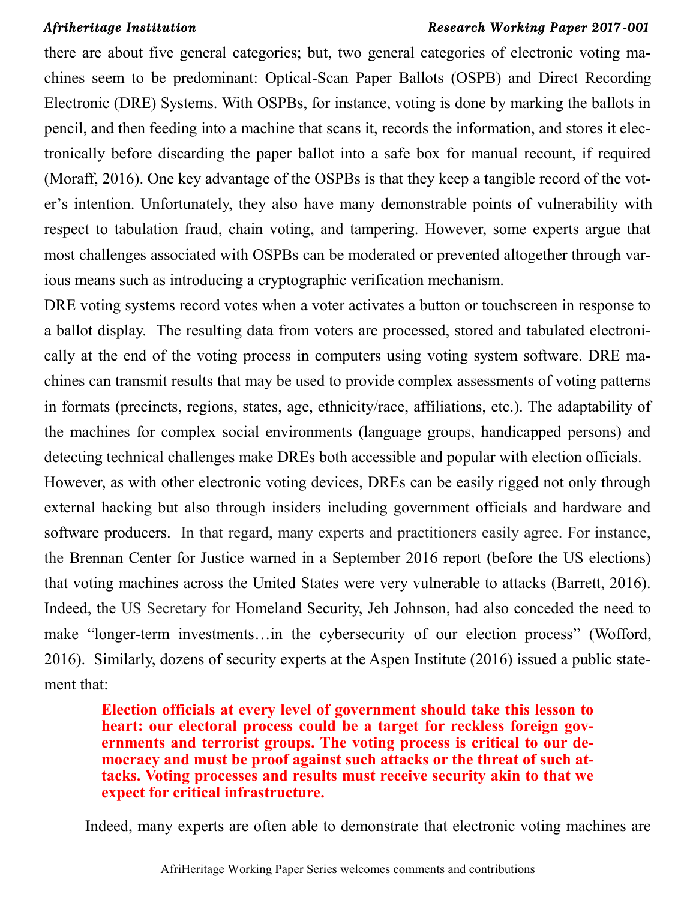there are about five general categories; but, two general categories of electronic voting machines seem to be predominant: Optical-Scan Paper Ballots (OSPB) and Direct Recording Electronic (DRE) Systems. With OSPBs, for instance, voting is done by marking the ballots in pencil, and then feeding into a machine that scans it, records the information, and stores it electronically before discarding the paper ballot into a safe box for manual recount, if required (Moraff, 2016). One key advantage of the OSPBs is that they keep a tangible record of the voter's intention. Unfortunately, they also have many demonstrable points of vulnerability with respect to tabulation fraud, chain voting, and tampering. However, some experts argue that most challenges associated with OSPBs can be moderated or prevented altogether through various means such as introducing a cryptographic verification mechanism.

DRE voting systems record votes when a voter activates a button or touchscreen in response to a ballot display. The resulting data from voters are processed, stored and tabulated electronically at the end of the voting process in computers using voting system software. DRE machines can transmit results that may be used to provide complex assessments of voting patterns in formats (precincts, regions, states, age, ethnicity/race, affiliations, etc.). The adaptability of the machines for complex social environments (language groups, handicapped persons) and detecting technical challenges make DREs both accessible and popular with election officials. However, as with other electronic voting devices, DREs can be easily rigged not only through external hacking but also through insiders including government officials and hardware and software producers. In that regard, many experts and practitioners easily agree. For instance, the Brennan Center for Justice warned in a September 2016 report (before the US elections) that voting machines across the United States were very vulnerable to attacks (Barrett, 2016). Indeed, the US Secretary for Homeland Security, Jeh Johnson, had also conceded the need to make "longer-term investments…in the cybersecurity of our election process" (Wofford, 2016). Similarly, dozens of security experts at the Aspen Institute (2016) issued a public statement that:

> **Election officials at every level of government should take this lesson to heart: our electoral process could be a target for reckless foreign governments and terrorist groups. The voting process is critical to our democracy and must be proof against such attacks or the threat of such attacks. Voting processes and results must receive security akin to that we expect for critical infrastructure.**

Indeed, many experts are often able to demonstrate that electronic voting machines are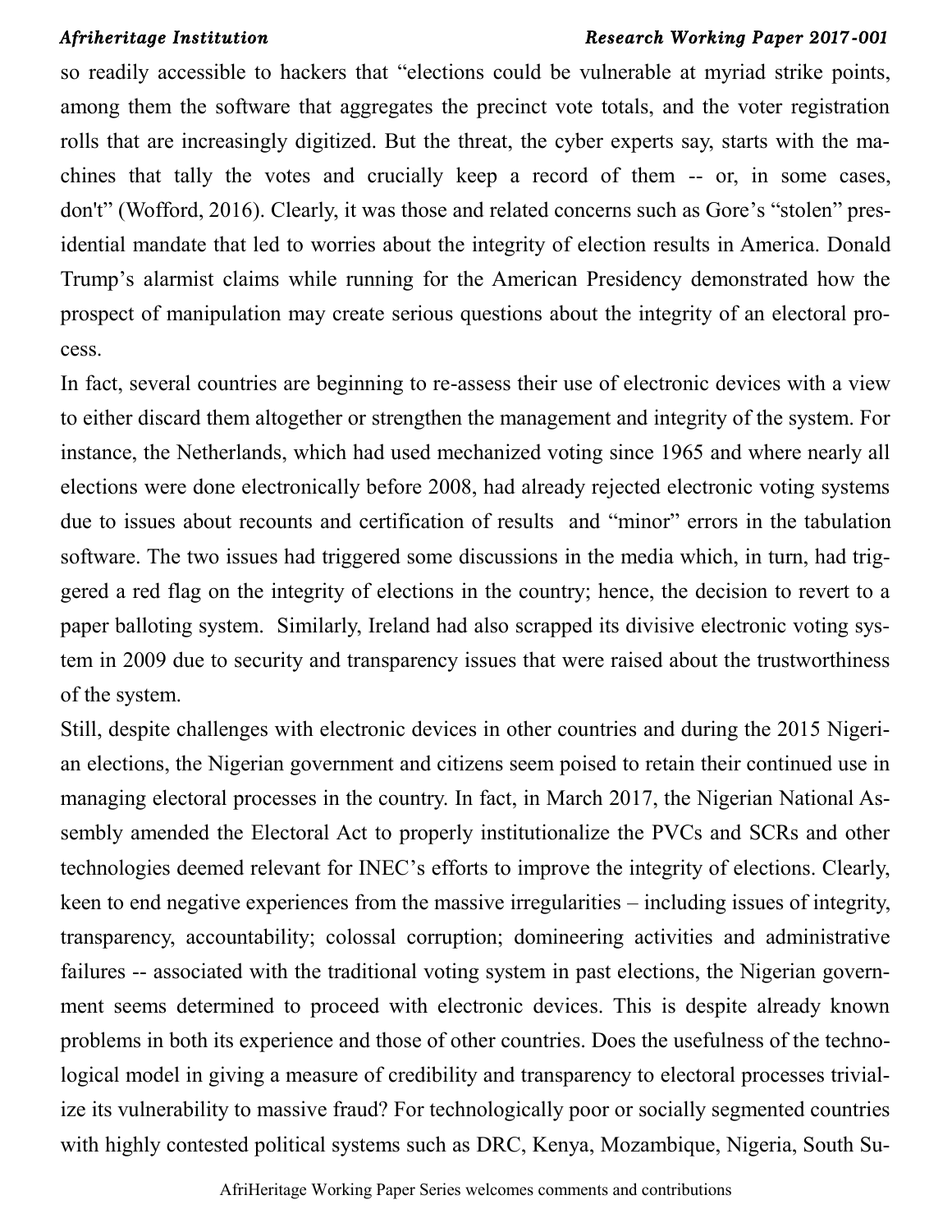so readily accessible to hackers that "elections could be vulnerable at myriad strike points, among them the software that aggregates the precinct vote totals, and the voter registration rolls that are increasingly digitized. But the threat, the cyber experts say, starts with the machines that tally the votes and crucially keep a record of them -- or, in some cases, don't" (Wofford, 2016). Clearly, it was those and related concerns such as Gore's "stolen" presidential mandate that led to worries about the integrity of election results in America. Donald Trump's alarmist claims while running for the American Presidency demonstrated how the prospect of manipulation may create serious questions about the integrity of an electoral process.

In fact, several countries are beginning to re-assess their use of electronic devices with a view to either discard them altogether or strengthen the management and integrity of the system. For instance, the Netherlands, which had used mechanized voting since 1965 and where nearly all elections were done electronically before 2008, had already rejected electronic voting systems due to issues about recounts and certification of results and "minor" errors in the tabulation software. The two issues had triggered some discussions in the media which, in turn, had triggered a red flag on the integrity of elections in the country; hence, the decision to revert to a paper balloting system. Similarly, Ireland had also scrapped its divisive electronic voting system in 2009 due to security and transparency issues that were raised about the trustworthiness of the system.

Still, despite challenges with electronic devices in other countries and during the 2015 Nigerian elections, the Nigerian government and citizens seem poised to retain their continued use in managing electoral processes in the country. In fact, in March 2017, the Nigerian National Assembly amended the Electoral Act to properly institutionalize the PVCs and SCRs and other technologies deemed relevant for INEC's efforts to improve the integrity of elections. Clearly, keen to end negative experiences from the massive irregularities – including issues of integrity, transparency, accountability; colossal corruption; domineering activities and administrative failures -- associated with the traditional voting system in past elections, the Nigerian government seems determined to proceed with electronic devices. This is despite already known problems in both its experience and those of other countries. Does the usefulness of the technological model in giving a measure of credibility and transparency to electoral processes trivialize its vulnerability to massive fraud? For technologically poor or socially segmented countries with highly contested political systems such as DRC, Kenya, Mozambique, Nigeria, South Su-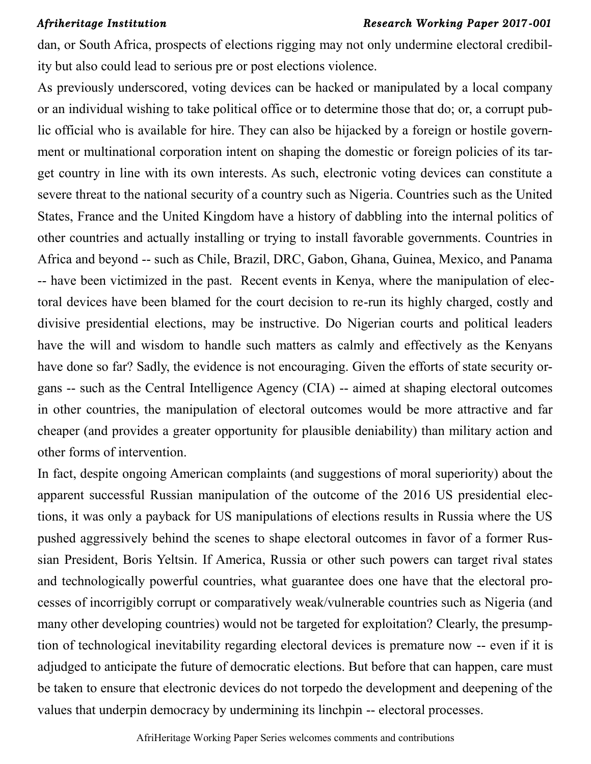dan, or South Africa, prospects of elections rigging may not only undermine electoral credibility but also could lead to serious pre or post elections violence.

As previously underscored, voting devices can be hacked or manipulated by a local company or an individual wishing to take political office or to determine those that do; or, a corrupt public official who is available for hire. They can also be hijacked by a foreign or hostile government or multinational corporation intent on shaping the domestic or foreign policies of its target country in line with its own interests. As such, electronic voting devices can constitute a severe threat to the national security of a country such as Nigeria. Countries such as the United States, France and the United Kingdom have a history of dabbling into the internal politics of other countries and actually installing or trying to install favorable governments. Countries in Africa and beyond -- such as Chile, Brazil, DRC, Gabon, Ghana, Guinea, Mexico, and Panama -- have been victimized in the past. Recent events in Kenya, where the manipulation of electoral devices have been blamed for the court decision to re-run its highly charged, costly and divisive presidential elections, may be instructive. Do Nigerian courts and political leaders have the will and wisdom to handle such matters as calmly and effectively as the Kenyans have done so far? Sadly, the evidence is not encouraging. Given the efforts of state security organs -- such as the Central Intelligence Agency (CIA) -- aimed at shaping electoral outcomes in other countries, the manipulation of electoral outcomes would be more attractive and far cheaper (and provides a greater opportunity for plausible deniability) than military action and other forms of intervention.

In fact, despite ongoing American complaints (and suggestions of moral superiority) about the apparent successful Russian manipulation of the outcome of the 2016 US presidential elections, it was only a payback for US manipulations of elections results in Russia where the US pushed aggressively behind the scenes to shape electoral outcomes in favor of a former Russian President, Boris Yeltsin. If America, Russia or other such powers can target rival states and technologically powerful countries, what guarantee does one have that the electoral processes of incorrigibly corrupt or comparatively weak/vulnerable countries such as Nigeria (and many other developing countries) would not be targeted for exploitation? Clearly, the presumption of technological inevitability regarding electoral devices is premature now -- even if it is adjudged to anticipate the future of democratic elections. But before that can happen, care must be taken to ensure that electronic devices do not torpedo the development and deepening of the values that underpin democracy by undermining its linchpin -- electoral processes.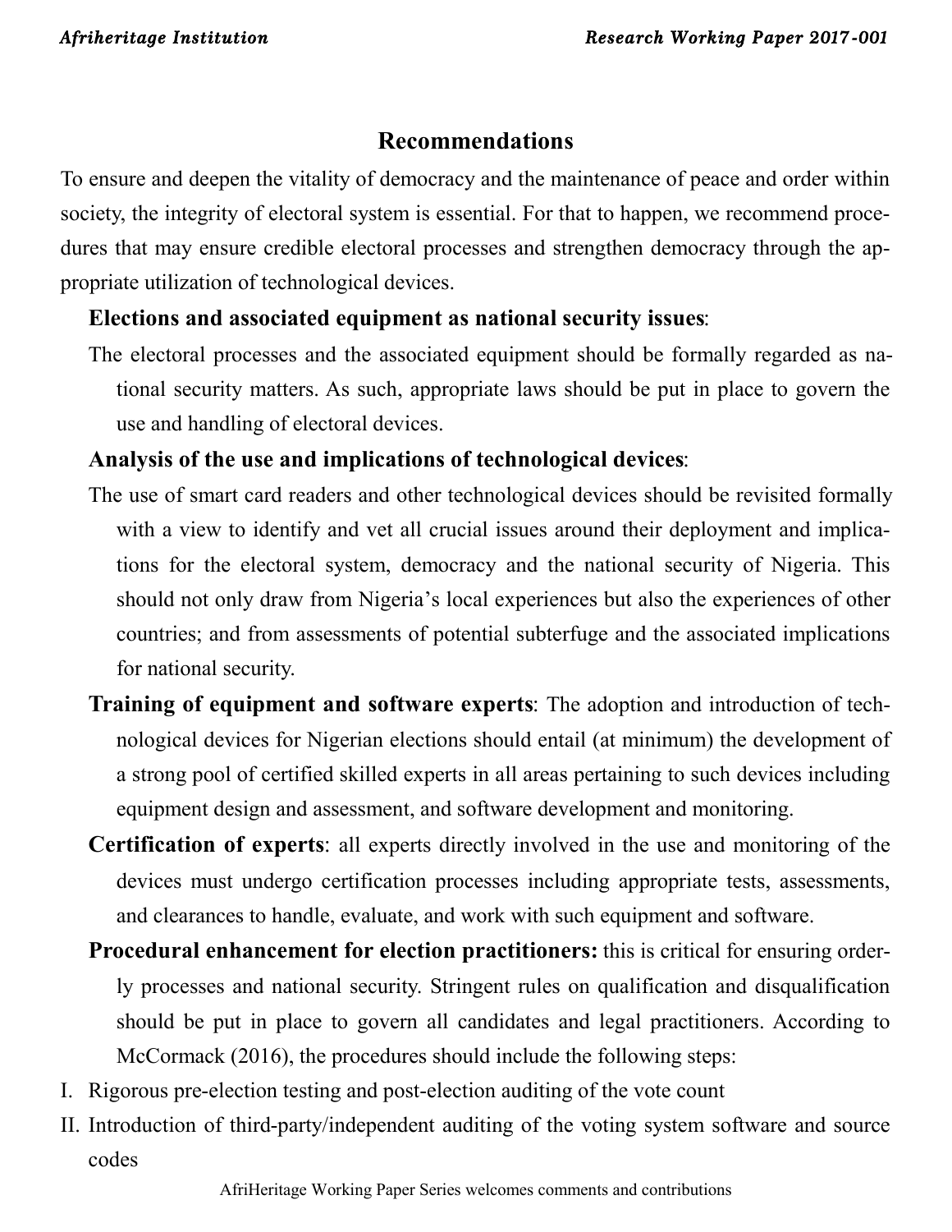## Recommendations

To ensure and deepen the vitality of democracy and the maintenance of peace and order within society, the integrity of electoral system is essential. For that to happen, we recommend procedures that may ensure credible electoral processes and strengthen democracy through the appropriate utilization of technological devices.

**Elections and associated equipment as national security issues**:

The electoral processes and the associated equipment should be formally regarded as national security matters. As such, appropriate laws should be put in place to govern the use and handling of electoral devices.

**Analysis of the use and implications of technological devices**:

The use of smart card readers and other technological devices should be revisited formally with a view to identify and vet all crucial issues around their deployment and implications for the electoral system, democracy and the national security of Nigeria. This should not only draw from Nigeria's local experiences but also the experiences of other countries; and from assessments of potential subterfuge and the associated implications for national security.

**Training of equipment and software experts**: The adoption and introduction of technological devices for Nigerian elections should entail (at minimum) the development of a strong pool of certified skilled experts in all areas pertaining to such devices including equipment design and assessment, and software development and monitoring.

**Certification of experts**: all experts directly involved in the use and monitoring of the devices must undergo certification processes including appropriate tests, assessments, and clearances to handle, evaluate, and work with such equipment and software.

**Procedural enhancement for election practitioners:** this is critical for ensuring orderly processes and national security. Stringent rules on qualification and disqualification should be put in place to govern all candidates and legal practitioners. According to McCormack (2016), the procedures should include the following steps:

I. Rigorous pre-election testing and post-election auditing of the vote count
II. Introduction of third-party/independent auditing of the voting system software and source codes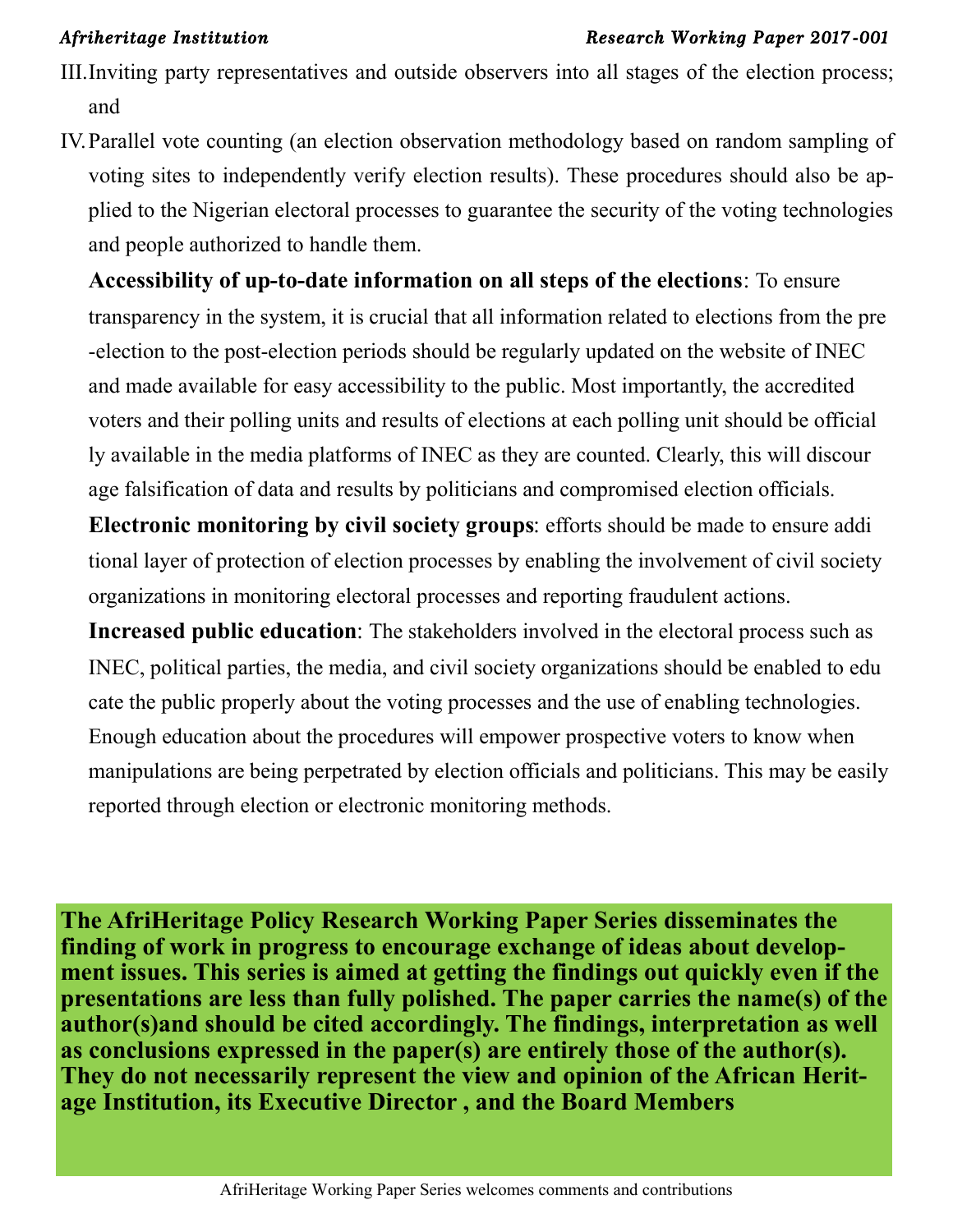III. Inviting party representatives and outside observers into all stages of the election process; and

IV. Parallel vote counting (an election observation methodology based on random sampling of voting sites to independently verify election results). These procedures should also be applied to the Nigerian electoral processes to guarantee the security of the voting technologies and people authorized to handle them.

**Accessibility of up-to-date information on all steps of the elections**: To ensure transparency in the system, it is crucial that all information related to elections from the pre-election to the post-election periods should be regularly updated on the website of INEC and made available for easy accessibility to the public. Most importantly, the accredited voters and their polling units and results of elections at each polling unit should be officially available in the media platforms of INEC as they are counted. Clearly, this will discourage falsification of data and results by politicians and compromised election officials.

**Electronic monitoring by civil society groups**: efforts should be made to ensure additional layer of protection of election processes by enabling the involvement of civil society organizations in monitoring electoral processes and reporting fraudulent actions.

**Increased public education**: The stakeholders involved in the electoral process such as INEC, political parties, the media, and civil society organizations should be enabled to educate the public properly about the voting processes and the use of enabling technologies. Enough education about the procedures will empower prospective voters to know when manipulations are being perpetrated by election officials and politicians. This may be easily reported through election or electronic monitoring methods.

**The AfriHeritage Policy Research Working Paper Series disseminates the finding of work in progress to encourage exchange of ideas about development issues. This series is aimed at getting the findings out quickly even if the presentations are less than fully polished. The paper carries the name(s) of the author(s)and should be cited accordingly. The findings, interpretation as well as conclusions expressed in the paper(s) are entirely those of the author(s). They do not necessarily represent the view and opinion of the African Heritage Institution, its Executive Director , and the Board Members**

AfriHeritage Working Paper Series welcomes comments and contributions